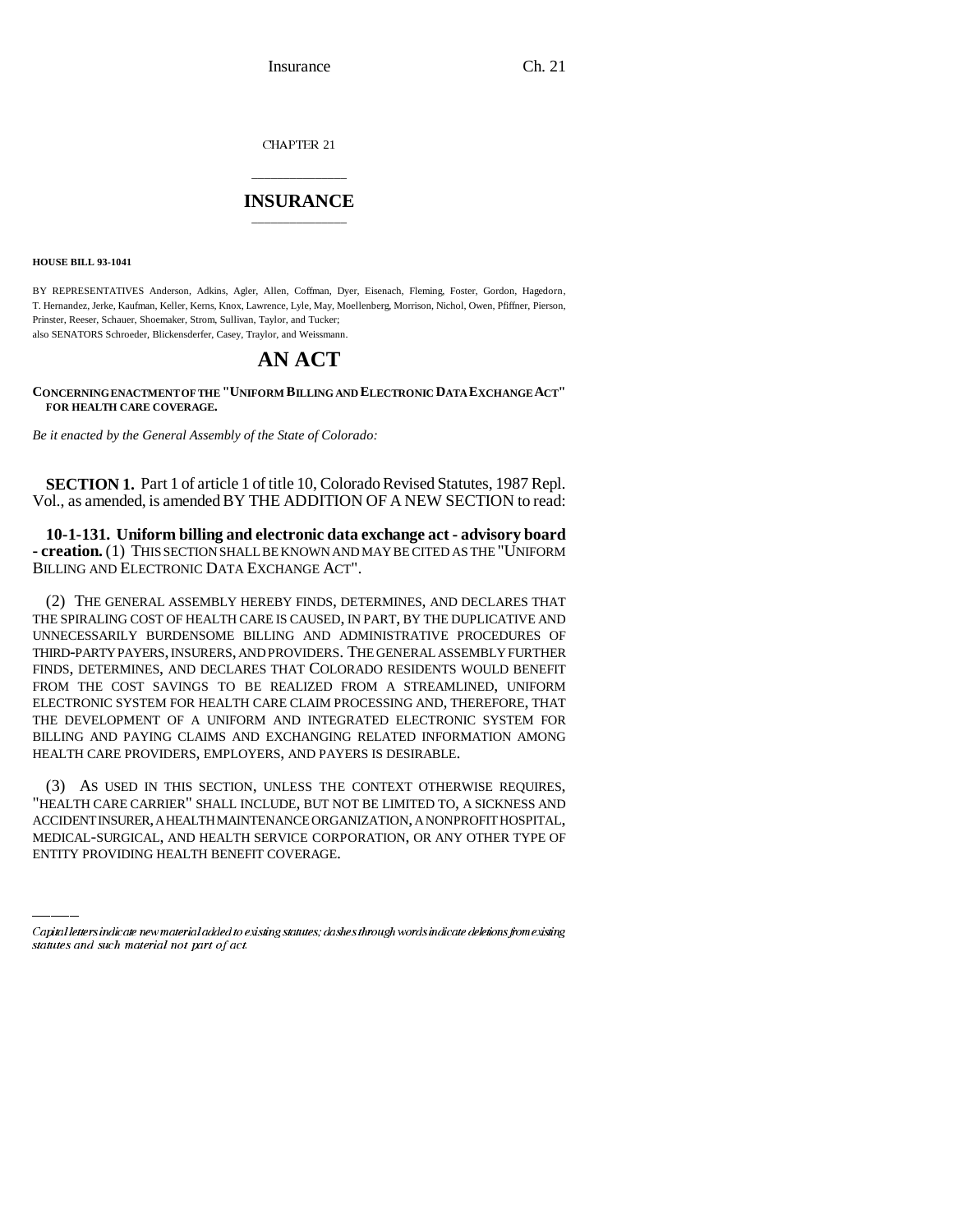CHAPTER 21

## INSURANCE

**HOUSE BILL 93-1041**

BY REPRESENTATIVES Anderson, Adkins, Agler, Allen, Coffman, Dyer, Eisenach, Fleming, Foster, Gordon, Hagedorn, T. Hernandez, Jerke, Kaufman, Keller, Kerns, Knox, Lawrence, Lyle, May, Moellenberg, Morrison, Nichol, Owen, Pfiffner, Pierson, Prinster, Reeser, Schauer, Shoemaker, Strom, Sullivan, Taylor, and Tucker;
also SENATORS Schroeder, Blickensderfer, Casey, Traylor, and Weissmann.

# AN ACT

**CONCERNING ENACTMENT OF THE "UNIFORM BILLING AND ELECTRONIC DATA EXCHANGE ACT" FOR HEALTH CARE COVERAGE.**

*Be it enacted by the General Assembly of the State of Colorado:*

**SECTION 1.** Part 1 of article 1 of title 10, Colorado Revised Statutes, 1987 Repl. Vol., as amended, is amended BY THE ADDITION OF A NEW SECTION to read:

**10-1-131. Uniform billing and electronic data exchange act - advisory board - creation.** (1) THIS SECTION SHALL BE KNOWN AND MAY BE CITED AS THE "UNIFORM BILLING AND ELECTRONIC DATA EXCHANGE ACT".

(2) THE GENERAL ASSEMBLY HEREBY FINDS, DETERMINES, AND DECLARES THAT THE SPIRALING COST OF HEALTH CARE IS CAUSED, IN PART, BY THE DUPLICATIVE AND UNNECESSARILY BURDENSOME BILLING AND ADMINISTRATIVE PROCEDURES OF THIRD-PARTY PAYERS, INSURERS, AND PROVIDERS. THE GENERAL ASSEMBLY FURTHER FINDS, DETERMINES, AND DECLARES THAT COLORADO RESIDENTS WOULD BENEFIT FROM THE COST SAVINGS TO BE REALIZED FROM A STREAMLINED, UNIFORM ELECTRONIC SYSTEM FOR HEALTH CARE CLAIM PROCESSING AND, THEREFORE, THAT THE DEVELOPMENT OF A UNIFORM AND INTEGRATED ELECTRONIC SYSTEM FOR BILLING AND PAYING CLAIMS AND EXCHANGING RELATED INFORMATION AMONG HEALTH CARE PROVIDERS, EMPLOYERS, AND PAYERS IS DESIRABLE.

(3) AS USED IN THIS SECTION, UNLESS THE CONTEXT OTHERWISE REQUIRES, "HEALTH CARE CARRIER" SHALL INCLUDE, BUT NOT BE LIMITED TO, A SICKNESS AND ACCIDENT INSURER, A HEALTH MAINTENANCE ORGANIZATION, A NONPROFIT HOSPITAL, MEDICAL-SURGICAL, AND HEALTH SERVICE CORPORATION, OR ANY OTHER TYPE OF ENTITY PROVIDING HEALTH BENEFIT COVERAGE.

*Capital letters indicate new material added to existing statutes; dashes through words indicate deletions from existing statutes and such material not part of act.*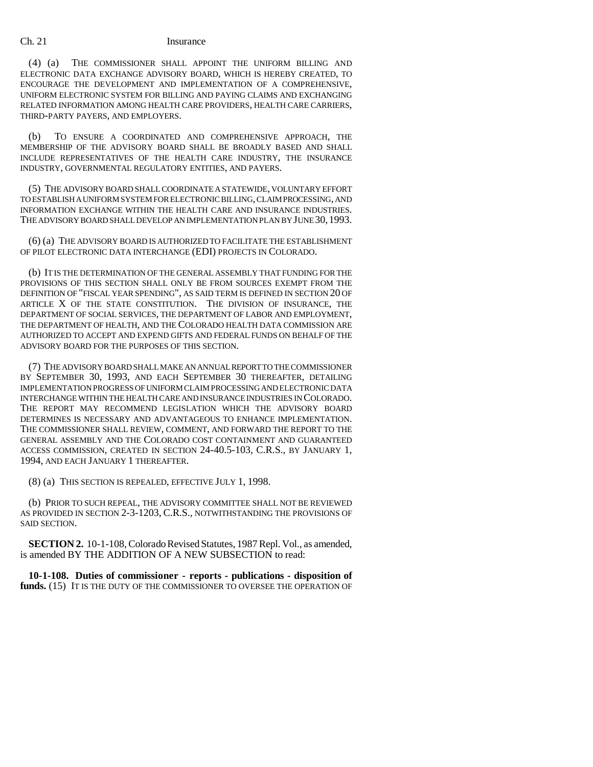(4) (a) THE COMMISSIONER SHALL APPOINT THE UNIFORM BILLING AND ELECTRONIC DATA EXCHANGE ADVISORY BOARD, WHICH IS HEREBY CREATED, TO ENCOURAGE THE DEVELOPMENT AND IMPLEMENTATION OF A COMPREHENSIVE, UNIFORM ELECTRONIC SYSTEM FOR BILLING AND PAYING CLAIMS AND EXCHANGING RELATED INFORMATION AMONG HEALTH CARE PROVIDERS, HEALTH CARE CARRIERS, THIRD-PARTY PAYERS, AND EMPLOYERS.

(b) TO ENSURE A COORDINATED AND COMPREHENSIVE APPROACH, THE MEMBERSHIP OF THE ADVISORY BOARD SHALL BE BROADLY BASED AND SHALL INCLUDE REPRESENTATIVES OF THE HEALTH CARE INDUSTRY, THE INSURANCE INDUSTRY, GOVERNMENTAL REGULATORY ENTITIES, AND PAYERS.

(5) THE ADVISORY BOARD SHALL COORDINATE A STATEWIDE, VOLUNTARY EFFORT TO ESTABLISH A UNIFORM SYSTEM FOR ELECTRONIC BILLING, CLAIM PROCESSING, AND INFORMATION EXCHANGE WITHIN THE HEALTH CARE AND INSURANCE INDUSTRIES. THE ADVISORY BOARD SHALL DEVELOP AN IMPLEMENTATION PLAN BY JUNE 30, 1993.

(6) (a) THE ADVISORY BOARD IS AUTHORIZED TO FACILITATE THE ESTABLISHMENT OF PILOT ELECTRONIC DATA INTERCHANGE (EDI) PROJECTS IN COLORADO.

(b) IT IS THE DETERMINATION OF THE GENERAL ASSEMBLY THAT FUNDING FOR THE PROVISIONS OF THIS SECTION SHALL ONLY BE FROM SOURCES EXEMPT FROM THE DEFINITION OF "FISCAL YEAR SPENDING", AS SAID TERM IS DEFINED IN SECTION 20 OF ARTICLE X OF THE STATE CONSTITUTION. THE DIVISION OF INSURANCE, THE DEPARTMENT OF SOCIAL SERVICES, THE DEPARTMENT OF LABOR AND EMPLOYMENT, THE DEPARTMENT OF HEALTH, AND THE COLORADO HEALTH DATA COMMISSION ARE AUTHORIZED TO ACCEPT AND EXPEND GIFTS AND FEDERAL FUNDS ON BEHALF OF THE ADVISORY BOARD FOR THE PURPOSES OF THIS SECTION.

(7) THE ADVISORY BOARD SHALL MAKE AN ANNUAL REPORT TO THE COMMISSIONER BY SEPTEMBER 30, 1993, AND EACH SEPTEMBER 30 THEREAFTER, DETAILING IMPLEMENTATION PROGRESS OF UNIFORM CLAIM PROCESSING AND ELECTRONIC DATA INTERCHANGE WITHIN THE HEALTH CARE AND INSURANCE INDUSTRIES IN COLORADO. THE REPORT MAY RECOMMEND LEGISLATION WHICH THE ADVISORY BOARD DETERMINES IS NECESSARY AND ADVANTAGEOUS TO ENHANCE IMPLEMENTATION. THE COMMISSIONER SHALL REVIEW, COMMENT, AND FORWARD THE REPORT TO THE GENERAL ASSEMBLY AND THE COLORADO COST CONTAINMENT AND GUARANTEED ACCESS COMMISSION, CREATED IN SECTION 24-40.5-103, C.R.S., BY JANUARY 1, 1994, AND EACH JANUARY 1 THEREAFTER.

(8) (a) THIS SECTION IS REPEALED, EFFECTIVE JULY 1, 1998.

(b) PRIOR TO SUCH REPEAL, THE ADVISORY COMMITTEE SHALL NOT BE REVIEWED AS PROVIDED IN SECTION 2-3-1203, C.R.S., NOTWITHSTANDING THE PROVISIONS OF SAID SECTION.

**SECTION 2.** 10-1-108, Colorado Revised Statutes, 1987 Repl. Vol., as amended, is amended BY THE ADDITION OF A NEW SUBSECTION to read:

**10-1-108. Duties of commissioner - reports - publications - disposition of funds.** (15) IT IS THE DUTY OF THE COMMISSIONER TO OVERSEE THE OPERATION OF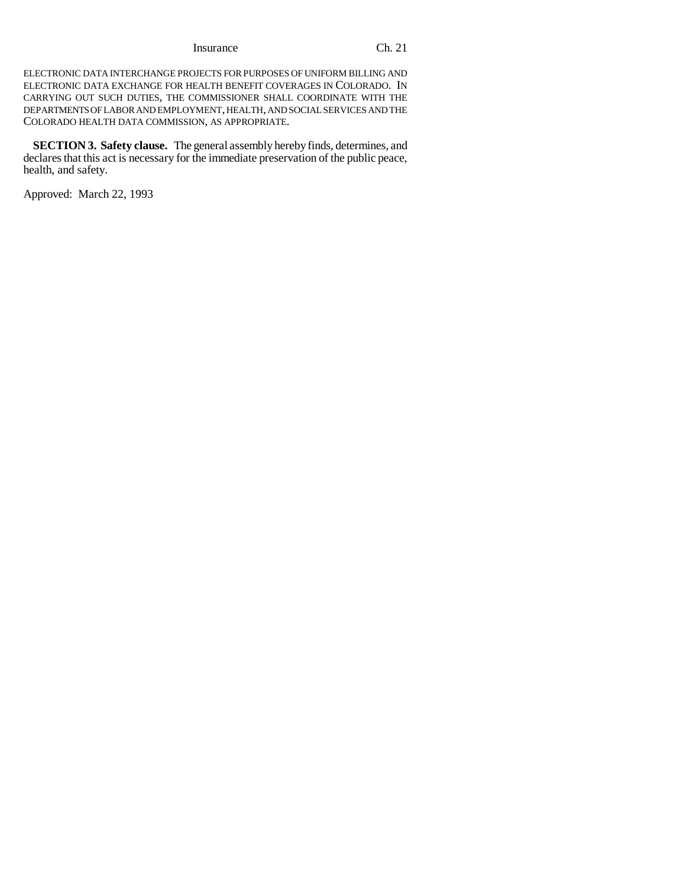ELECTRONIC DATA INTERCHANGE PROJECTS FOR PURPOSES OF UNIFORM BILLING AND ELECTRONIC DATA EXCHANGE FOR HEALTH BENEFIT COVERAGES IN COLORADO. IN CARRYING OUT SUCH DUTIES, THE COMMISSIONER SHALL COORDINATE WITH THE DEPARTMENTS OF LABOR AND EMPLOYMENT, HEALTH, AND SOCIAL SERVICES AND THE COLORADO HEALTH DATA COMMISSION, AS APPROPRIATE.

**SECTION 3. Safety clause.** The general assembly hereby finds, determines, and declares that this act is necessary for the immediate preservation of the public peace, health, and safety.

Approved: March 22, 1993